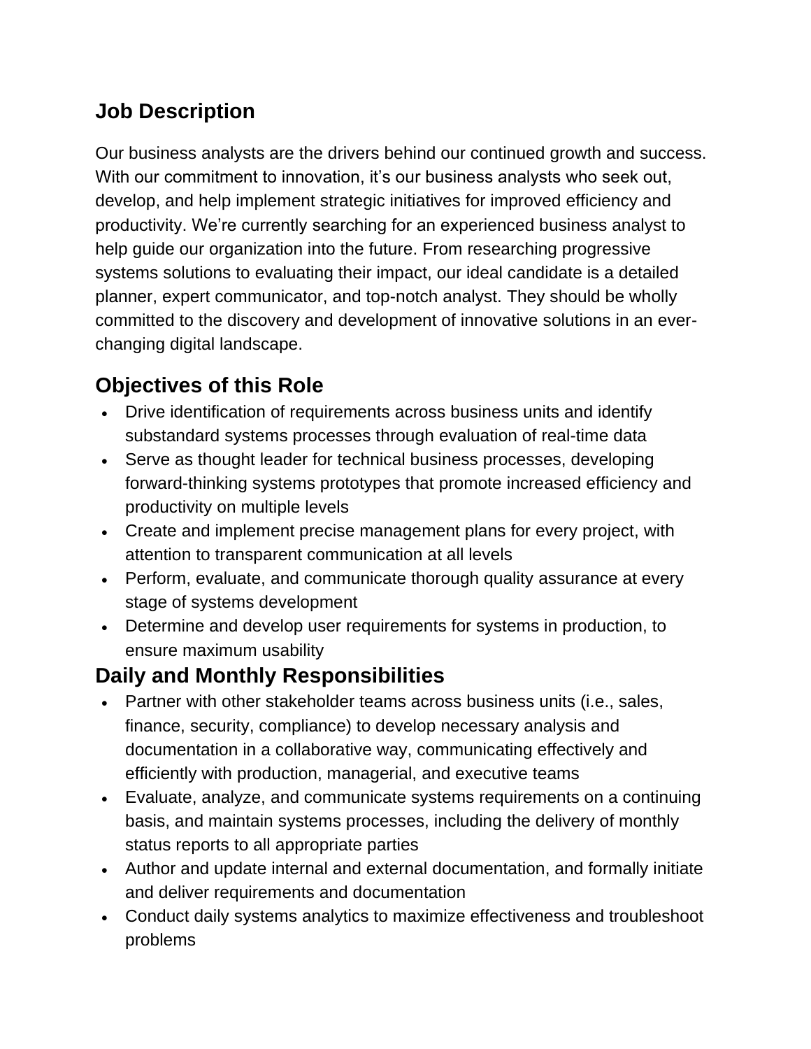## Job Description

Our business analysts are the drivers behind our continued growth and success. With our commitment to innovation, it's our business analysts who seek out, develop, and help implement strategic initiatives for improved efficiency and productivity. We're currently searching for an experienced business analyst to help guide our organization into the future. From researching progressive systems solutions to evaluating their impact, our ideal candidate is a detailed planner, expert communicator, and top-notch analyst. They should be wholly committed to the discovery and development of innovative solutions in an ever-changing digital landscape.

## Objectives of this Role

- Drive identification of requirements across business units and identify substandard systems processes through evaluation of real-time data
- Serve as thought leader for technical business processes, developing forward-thinking systems prototypes that promote increased efficiency and productivity on multiple levels
- Create and implement precise management plans for every project, with attention to transparent communication at all levels
- Perform, evaluate, and communicate thorough quality assurance at every stage of systems development
- Determine and develop user requirements for systems in production, to ensure maximum usability

## Daily and Monthly Responsibilities

- Partner with other stakeholder teams across business units (i.e., sales, finance, security, compliance) to develop necessary analysis and documentation in a collaborative way, communicating effectively and efficiently with production, managerial, and executive teams
- Evaluate, analyze, and communicate systems requirements on a continuing basis, and maintain systems processes, including the delivery of monthly status reports to all appropriate parties
- Author and update internal and external documentation, and formally initiate and deliver requirements and documentation
- Conduct daily systems analytics to maximize effectiveness and troubleshoot problems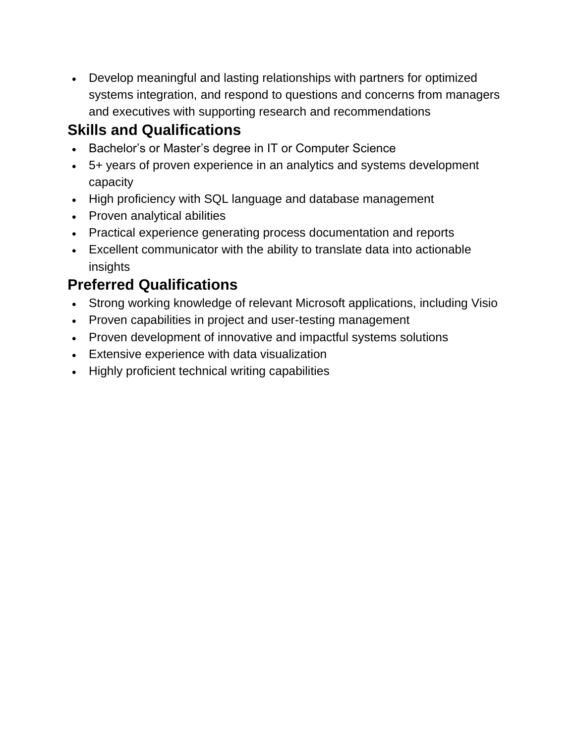- Develop meaningful and lasting relationships with partners for optimized systems integration, and respond to questions and concerns from managers and executives with supporting research and recommendations

## Skills and Qualifications

- Bachelor's or Master's degree in IT or Computer Science
- 5+ years of proven experience in an analytics and systems development capacity
- High proficiency with SQL language and database management
- Proven analytical abilities
- Practical experience generating process documentation and reports
- Excellent communicator with the ability to translate data into actionable insights

## Preferred Qualifications

- Strong working knowledge of relevant Microsoft applications, including Visio
- Proven capabilities in project and user-testing management
- Proven development of innovative and impactful systems solutions
- Extensive experience with data visualization
- Highly proficient technical writing capabilities